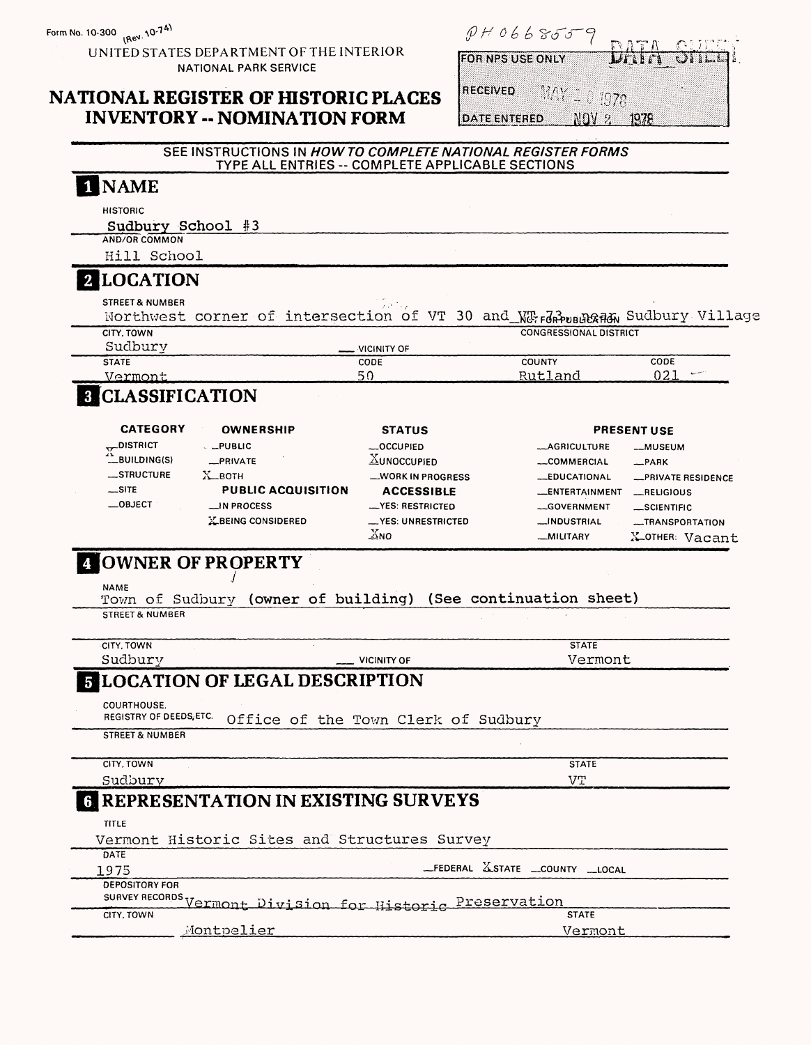Form No. 10-300 (Rev. 10-74)

UNITED STATES DEPARTMENT OF THE INTERIOR
NATIONAL PARK SERVICE

# NATIONAL REGISTER OF HISTORIC PLACES INVENTORY -- NOMINATION FORM

PH0668559

DATA SHEET

| FOR NPS USE ONLY | |
|---|---|
| RECEIVED | MAY 10 1978 |
| DATE ENTERED | NOV 2 1978 |

SEE INSTRUCTIONS IN *HOW TO COMPLETE NATIONAL REGISTER FORMS*
TYPE ALL ENTRIES -- COMPLETE APPLICABLE SECTIONS

## 1 NAME

HISTORIC
Sudbury School #3

AND/OR COMMON
Hill School

## 2 LOCATION

STREET & NUMBER
Northwest corner of intersection of VT 30 and VT 73, near Sudbury Village
— NOT FOR PUBLICATION

CITY, TOWN
Sudbury
— VICINITY OF

CONGRESSIONAL DISTRICT

| STATE | CODE | COUNTY | CODE |
|---|---|---|---|
| Vermont | 50 | Rutland | 021 |

## 3 CLASSIFICATION

| CATEGORY | OWNERSHIP | STATUS | PRESENT USE | |
|---|---|---|---|---|
| _ DISTRICT | _PUBLIC | _OCCUPIED | _AGRICULTURE | _MUSEUM |
| X BUILDING(S) | _PRIVATE | X UNOCCUPIED | _COMMERCIAL | _PARK |
| _STRUCTURE | X BOTH | _WORK IN PROGRESS | _EDUCATIONAL | _PRIVATE RESIDENCE |
| _SITE | **PUBLIC ACQUISITION** | **ACCESSIBLE** | _ENTERTAINMENT | _RELIGIOUS |
| _OBJECT | _IN PROCESS | _YES: RESTRICTED | _GOVERNMENT | _SCIENTIFIC |
| | X BEING CONSIDERED | _YES: UNRESTRICTED | _INDUSTRIAL | _TRANSPORTATION |
| | | X NO | _MILITARY | X OTHER: Vacant |

## 4 OWNER OF PROPERTY

NAME
Town of Sudbury (owner of building) (See continuation sheet)

STREET & NUMBER

CITY, TOWN
Sudbury
— VICINITY OF

STATE
Vermont

## 5 LOCATION OF LEGAL DESCRIPTION

COURTHOUSE, REGISTRY OF DEEDS, ETC. Office of the Town Clerk of Sudbury

STREET & NUMBER

CITY, TOWN
Sudbury

STATE
VT

## 6 REPRESENTATION IN EXISTING SURVEYS

TITLE
Vermont Historic Sites and Structures Survey

DATE
1975
_FEDERAL X STATE _COUNTY _LOCAL

DEPOSITORY FOR SURVEY RECORDS
Vermont Division for Historic Preservation

CITY, TOWN
Montpelier

STATE
Vermont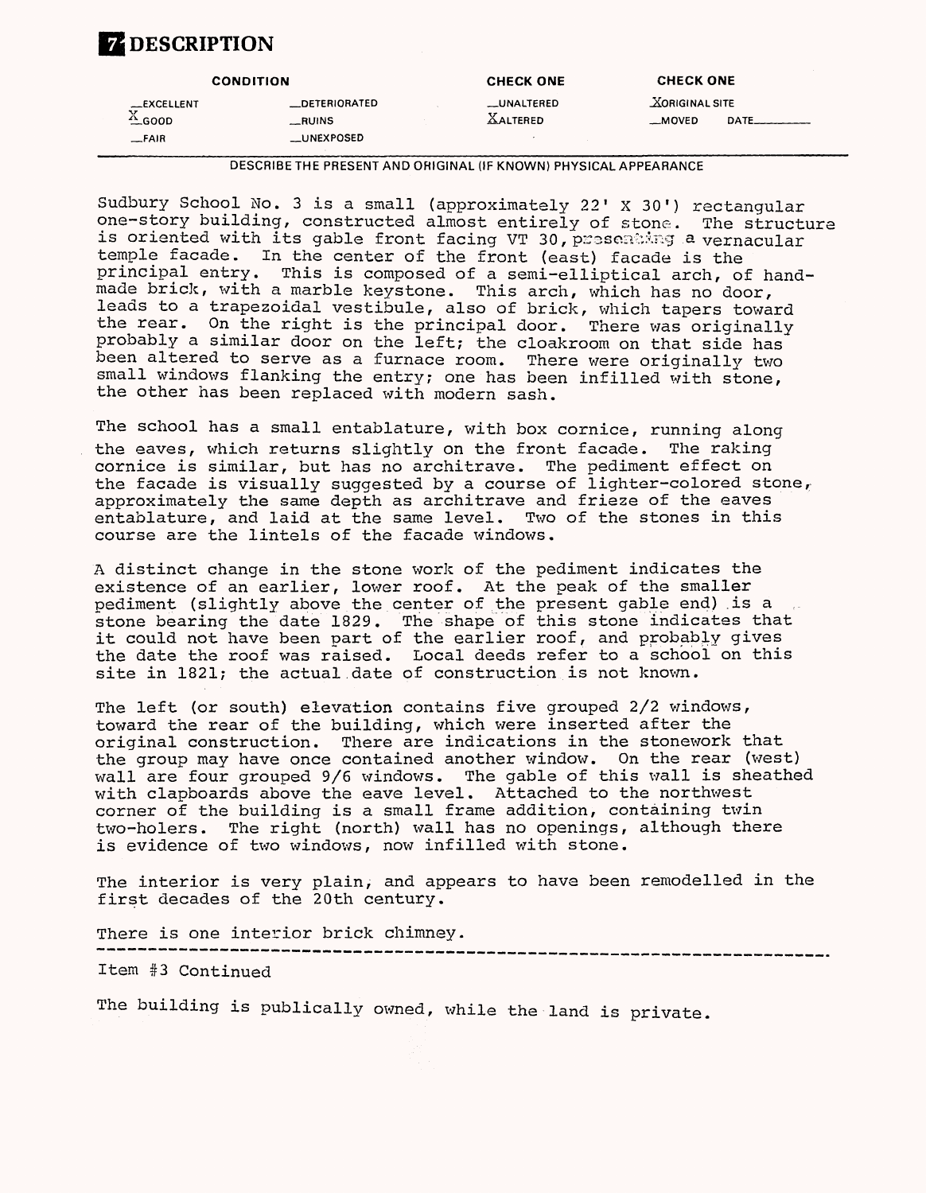# 7 DESCRIPTION

| CONDITION | | CHECK ONE | CHECK ONE |
|---|---|---|---|
| __EXCELLENT | __DETERIORATED | __UNALTERED | X ORIGINAL SITE |
| X GOOD | __RUINS | X ALTERED | __MOVED DATE______ |
| __FAIR | __UNEXPOSED | | |

DESCRIBE THE PRESENT AND ORIGINAL (IF KNOWN) PHYSICAL APPEARANCE

Sudbury School No. 3 is a small (approximately 22' X 30') rectangular one-story building, constructed almost entirely of stone. The structure is oriented with its gable front facing VT 30, presenting a vernacular temple facade. In the center of the front (east) facade is the principal entry. This is composed of a semi-elliptical arch, of hand-made brick, with a marble keystone. This arch, which has no door, leads to a trapezoidal vestibule, also of brick, which tapers toward the rear. On the right is the principal door. There was originally probably a similar door on the left; the cloakroom on that side has been altered to serve as a furnace room. There were originally two small windows flanking the entry; one has been infilled with stone, the other has been replaced with modern sash.

The school has a small entablature, with box cornice, running along the eaves, which returns slightly on the front facade. The raking cornice is similar, but has no architrave. The pediment effect on the facade is visually suggested by a course of lighter-colored stone, approximately the same depth as architrave and frieze of the eaves entablature, and laid at the same level. Two of the stones in this course are the lintels of the facade windows.

A distinct change in the stone work of the pediment indicates the existence of an earlier, lower roof. At the peak of the smaller pediment (slightly above the center of the present gable end) is a stone bearing the date 1829. The shape of this stone indicates that it could not have been part of the earlier roof, and probably gives the date the roof was raised. Local deeds refer to a school on this site in 1821; the actual date of construction is not known.

The left (or south) elevation contains five grouped 2/2 windows, toward the rear of the building, which were inserted after the original construction. There are indications in the stonework that the group may have once contained another window. On the rear (west) wall are four grouped 9/6 windows. The gable of this wall is sheathed with clapboards above the eave level. Attached to the northwest corner of the building is a small frame addition, containing twin two-holers. The right (north) wall has no openings, although there is evidence of two windows, now infilled with stone.

The interior is very plain, and appears to have been remodelled in the first decades of the 20th century.

There is one interior brick chimney.

---

Item #3 Continued

The building is publically owned, while the land is private.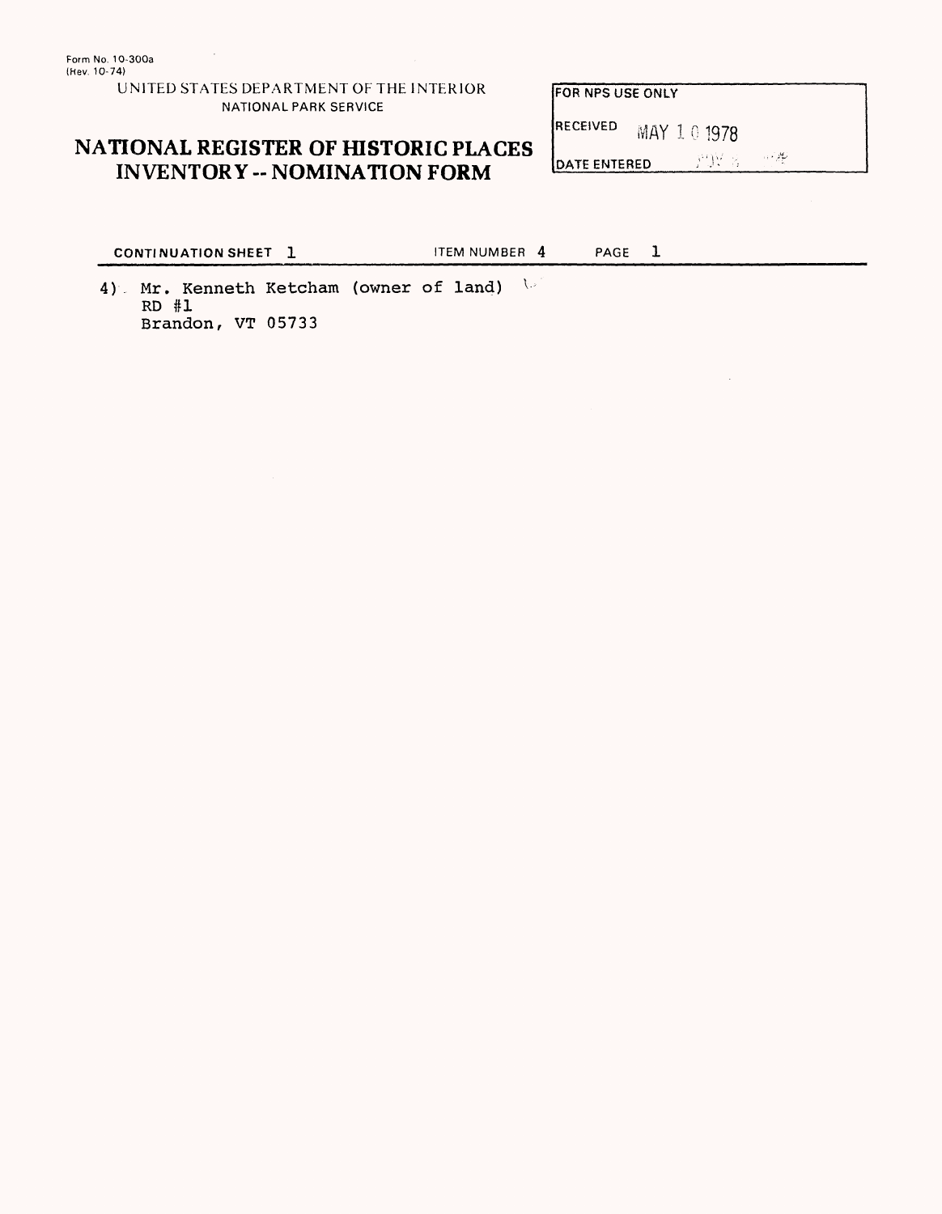Form No. 10-300a
(Rev. 10-74)

UNITED STATES DEPARTMENT OF THE INTERIOR
NATIONAL PARK SERVICE

# NATIONAL REGISTER OF HISTORIC PLACES INVENTORY -- NOMINATION FORM

| FOR NPS USE ONLY | |
|---|---|
| RECEIVED | MAY 10 1978 |
| DATE ENTERED | |

CONTINUATION SHEET 1 ITEM NUMBER 4 PAGE 1

4). Mr. Kenneth Ketcham (owner of land)
RD #1
Brandon, VT 05733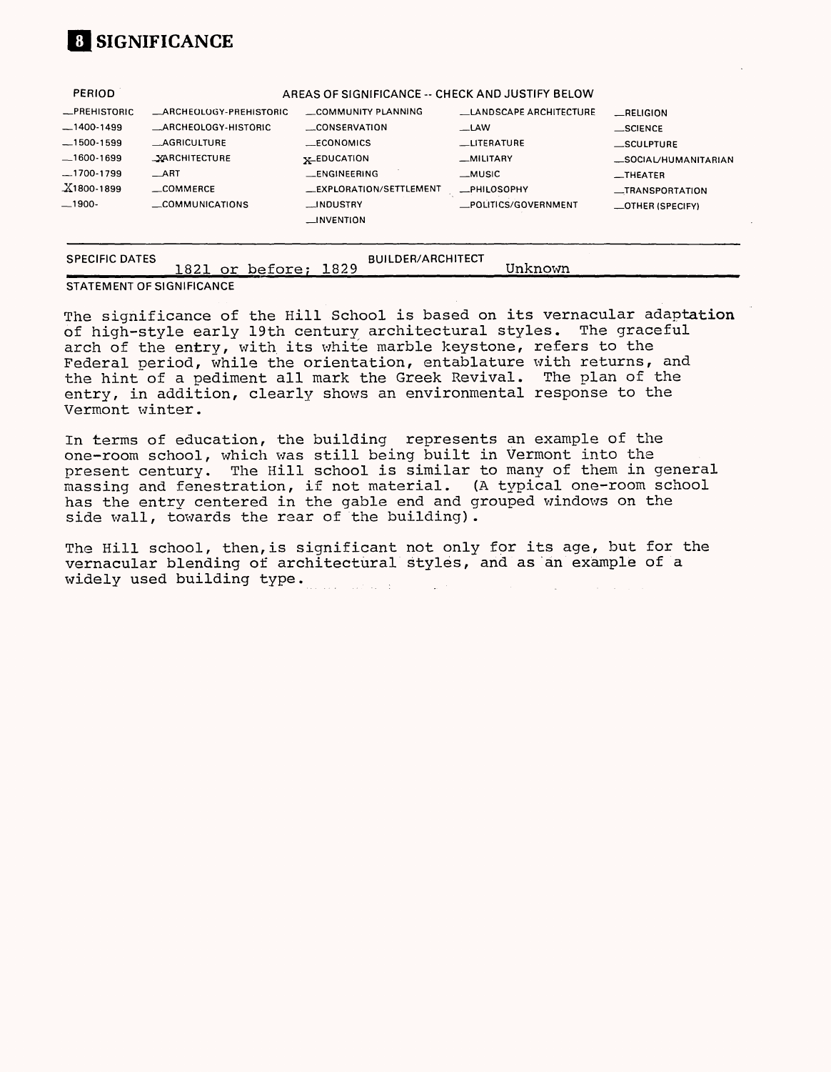# 8 SIGNIFICANCE

| PERIOD | AREAS OF SIGNIFICANCE -- CHECK AND JUSTIFY BELOW | | | |
|---|---|---|---|---|
| __PREHISTORIC | __ARCHEOLOGY-PREHISTORIC | __COMMUNITY PLANNING | __LANDSCAPE ARCHITECTURE | __RELIGION |
| __1400-1499 | __ARCHEOLOGY-HISTORIC | __CONSERVATION | __LAW | __SCIENCE |
| __1500-1599 | __AGRICULTURE | __ECONOMICS | __LITERATURE | __SCULPTURE |
| __1600-1699 | X ARCHITECTURE | X EDUCATION | __MILITARY | __SOCIAL/HUMANITARIAN |
| __1700-1799 | __ART | __ENGINEERING | __MUSIC | __THEATER |
| X 1800-1899 | __COMMERCE | __EXPLORATION/SETTLEMENT | __PHILOSOPHY | __TRANSPORTATION |
| __1900- | __COMMUNICATIONS | __INDUSTRY | __POLITICS/GOVERNMENT | __OTHER (SPECIFY) |
| | | __INVENTION | | |

SPECIFIC DATES 1821 or before; 1829 BUILDER/ARCHITECT Unknown

STATEMENT OF SIGNIFICANCE

The significance of the Hill School is based on its vernacular adaptation of high-style early 19th century architectural styles. The graceful arch of the entry, with its white marble keystone, refers to the Federal period, while the orientation, entablature with returns, and the hint of a pediment all mark the Greek Revival. The plan of the entry, in addition, clearly shows an environmental response to the Vermont winter.

In terms of education, the building represents an example of the one-room school, which was still being built in Vermont into the present century. The Hill school is similar to many of them in general massing and fenestration, if not material. (A typical one-room school has the entry centered in the gable end and grouped windows on the side wall, towards the rear of the building).

The Hill school, then, is significant not only for its age, but for the vernacular blending of architectural styles, and as an example of a widely used building type.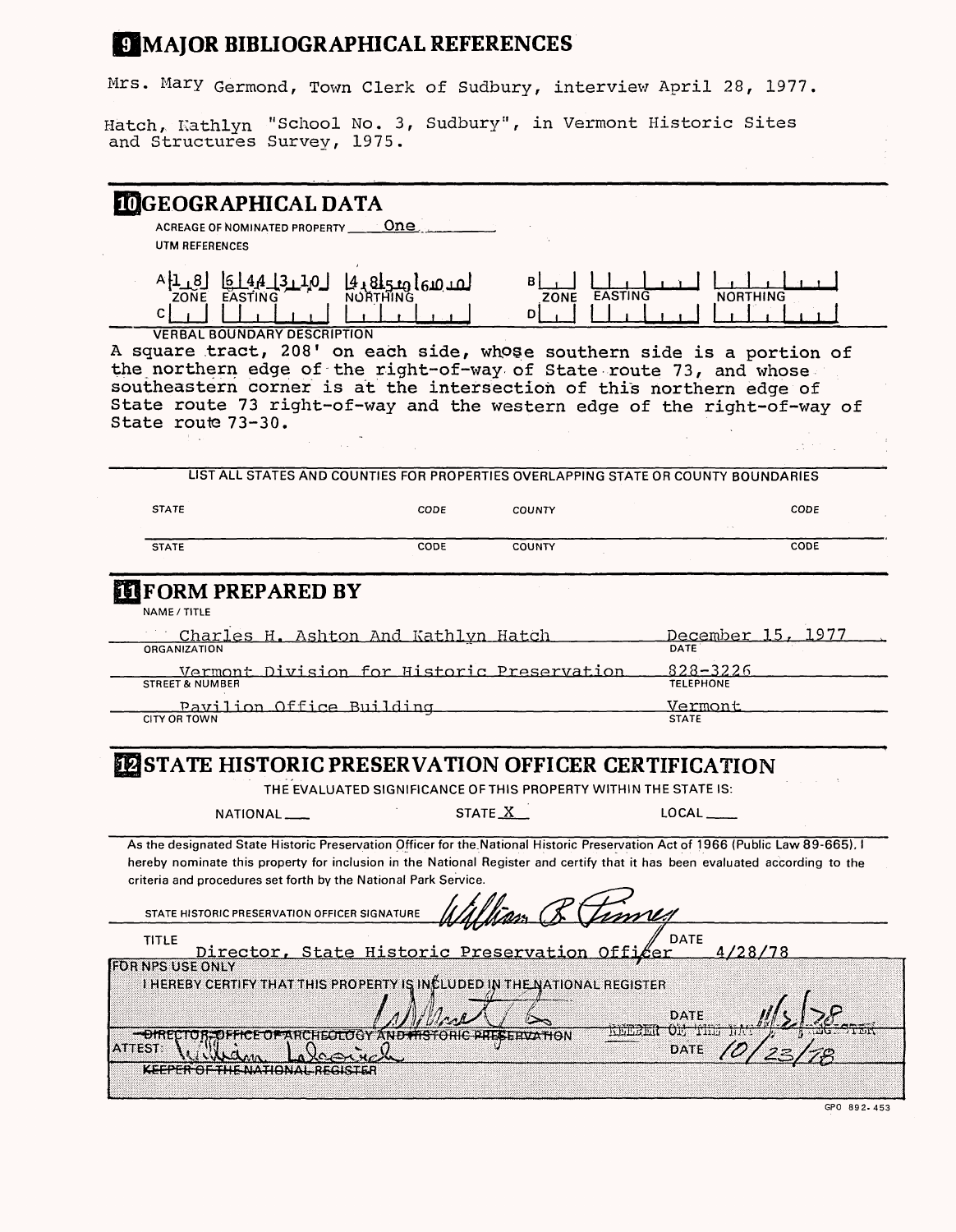# 9 MAJOR BIBLIOGRAPHICAL REFERENCES

Mrs. Mary Germond, Town Clerk of Sudbury, interview April 28, 1977.

Hatch, Kathlyn "School No. 3, Sudbury", in Vermont Historic Sites and Structures Survey, 1975.

# 10 GEOGRAPHICAL DATA

ACREAGE OF NOMINATED PROPERTY One

UTM REFERENCES

| | ZONE | EASTING | NORTHING |
|---|---|---|---|
| A | 1 8 | 6 4 4 3 1 0 | 4 8 5 9 6 0 0 |
| B | | | |
| C | | | |
| D | | | |

VERBAL BOUNDARY DESCRIPTION

A square tract, 208' on each side, whose southern side is a portion of the northern edge of the right-of-way of State route 73, and whose southeastern corner is at the intersection of this northern edge of State route 73 right-of-way and the western edge of the right-of-way of State route 73-30.

LIST ALL STATES AND COUNTIES FOR PROPERTIES OVERLAPPING STATE OR COUNTY BOUNDARIES

| STATE | CODE | COUNTY | CODE |
|---|---|---|---|
| STATE | CODE | COUNTY | CODE |

# 11 FORM PREPARED BY

NAME / TITLE: Charles H. Ashton And Kathlyn Hatch

DATE: December 15, 1977

ORGANIZATION: Vermont Division for Historic Preservation

TELEPHONE: 828-3226

STREET & NUMBER: Pavilion Office Building

CITY OR TOWN:

STATE: Vermont

# 12 STATE HISTORIC PRESERVATION OFFICER CERTIFICATION

THE EVALUATED SIGNIFICANCE OF THIS PROPERTY WITHIN THE STATE IS:

NATIONAL ___ STATE X LOCAL ___

As the designated State Historic Preservation Officer for the National Historic Preservation Act of 1966 (Public Law 89-665), I hereby nominate this property for inclusion in the National Register and certify that it has been evaluated according to the criteria and procedures set forth by the National Park Service.

STATE HISTORIC PRESERVATION OFFICER SIGNATURE: William B. Pinney

TITLE: Director, State Historic Preservation Officer

DATE: 4/28/78

FOR NPS USE ONLY

I HEREBY CERTIFY THAT THIS PROPERTY IS INCLUDED IN THE NATIONAL REGISTER

~~DIRECTOR, OFFICE OF ARCHEOLOGY AND HISTORIC PRESERVATION~~ KEEPER OF THE NATIONAL REGISTER

DATE: 11/2/78

ATTEST: William Lebovich

DATE: 10/23/78

~~KEEPER OF THE NATIONAL REGISTER~~